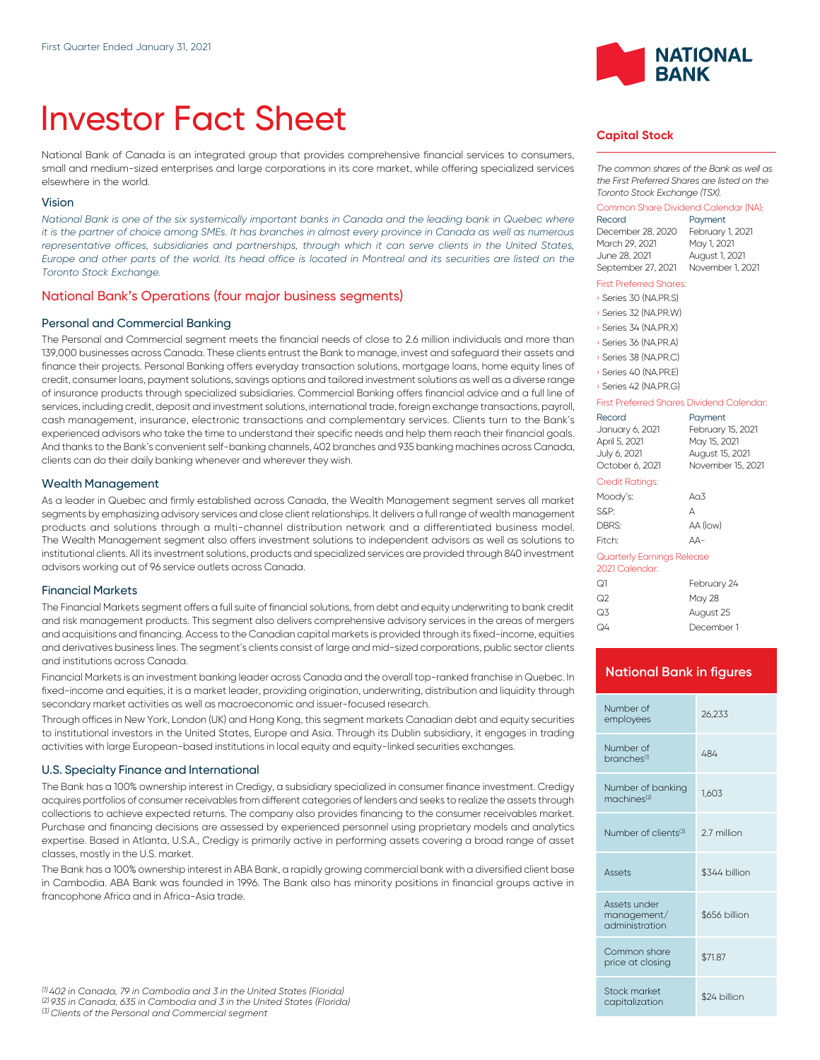First Quarter Ended January 31, 2021

# Investor Fact Sheet

National Bank of Canada is an integrated group that provides comprehensive financial services to consumers, small and medium-sized enterprises and large corporations in its core market, while offering specialized services elsewhere in the world.

### Vision

*National Bank is one of the six systemically important banks in Canada and the leading bank in Quebec where it is the partner of choice among SMEs. It has branches in almost every province in Canada as well as numerous representative offices, subsidiaries and partnerships, through which it can serve clients in the United States, Europe and other parts of the world. Its head office is located in Montreal and its securities are listed on the Toronto Stock Exchange.*

## National Bank's Operations (four major business segments)

### Personal and Commercial Banking

The Personal and Commercial segment meets the financial needs of close to 2.6 million individuals and more than 139,000 businesses across Canada. These clients entrust the Bank to manage, invest and safeguard their assets and finance their projects. Personal Banking offers everyday transaction solutions, mortgage loans, home equity lines of credit, consumer loans, payment solutions, savings options and tailored investment solutions as well as a diverse range of insurance products through specialized subsidiaries. Commercial Banking offers financial advice and a full line of services, including credit, deposit and investment solutions, international trade, foreign exchange transactions, payroll, cash management, insurance, electronic transactions and complementary services. Clients turn to the Bank's experienced advisors who take the time to understand their specific needs and help them reach their financial goals. And thanks to the Bank's convenient self-banking channels, 402 branches and 935 banking machines across Canada, clients can do their daily banking whenever and wherever they wish.

### Wealth Management

As a leader in Quebec and firmly established across Canada, the Wealth Management segment serves all market segments by emphasizing advisory services and close client relationships. It delivers a full range of wealth management products and solutions through a multi-channel distribution network and a differentiated business model. The Wealth Management segment also offers investment solutions to independent advisors as well as solutions to institutional clients. All its investment solutions, products and specialized services are provided through 840 investment advisors working out of 96 service outlets across Canada.

### Financial Markets

The Financial Markets segment offers a full suite of financial solutions, from debt and equity underwriting to bank credit and risk management products. This segment also delivers comprehensive advisory services in the areas of mergers and acquisitions and financing. Access to the Canadian capital markets is provided through its fixed-income, equities and derivatives business lines. The segment's clients consist of large and mid-sized corporations, public sector clients and institutions across Canada.

Financial Markets is an investment banking leader across Canada and the overall top-ranked franchise in Quebec. In fixed-income and equities, it is a market leader, providing origination, underwriting, distribution and liquidity through secondary market activities as well as macroeconomic and issuer-focused research.

Through offices in New York, London (UK) and Hong Kong, this segment markets Canadian debt and equity securities to institutional investors in the United States, Europe and Asia. Through its Dublin subsidiary, it engages in trading activities with large European-based institutions in local equity and equity-linked securities exchanges.

### U.S. Specialty Finance and International

The Bank has a 100% ownership interest in Credigy, a subsidiary specialized in consumer finance investment. Credigy acquires portfolios of consumer receivables from different categories of lenders and seeks to realize the assets through collections to achieve expected returns. The company also provides financing to the consumer receivables market. Purchase and financing decisions are assessed by experienced personnel using proprietary models and analytics expertise. Based in Atlanta, U.S.A., Credigy is primarily active in performing assets covering a broad range of asset classes, mostly in the U.S. market.

The Bank has a 100% ownership interest in ABA Bank, a rapidly growing commercial bank with a diversified client base in Cambodia. ABA Bank was founded in 1996. The Bank also has minority positions in financial groups active in francophone Africa and in Africa-Asia trade.

## Capital Stock

*The common shares of the Bank as well as the First Preferred Shares are listed on the Toronto Stock Exchange (TSX).*

Common Share Dividend Calendar (NA):

| Record | Payment |
|---|---|
| December 28, 2020 | February 1, 2021 |
| March 29, 2021 | May 1, 2021 |
| June 28, 2021 | August 1, 2021 |
| September 27, 2021 | November 1, 2021 |

First Preferred Shares:

- Series 30 (NA.PR.S)
- Series 32 (NA.PR.W)
- Series 34 (NA.PR.X)
- Series 36 (NA.PR.A)
- Series 38 (NA.PR.C)
- Series 40 (NA.PR.E)
- Series 42 (NA.PR.G)

First Preferred Shares Dividend Calendar:

| Record | Payment |
|---|---|
| January 6, 2021 | February 15, 2021 |
| April 5, 2021 | May 15, 2021 |
| July 6, 2021 | August 15, 2021 |
| October 6, 2021 | November 15, 2021 |

Credit Ratings:

| | |
|---|---|
| Moody's: | Aa3 |
| S&P: | A |
| DBRS: | AA (low) |
| Fitch: | AA- |

Quarterly Earnings Release 2021 Calendar:

| | |
|---|---|
| Q1 | February 24 |
| Q2 | May 28 |
| Q3 | August 25 |
| Q4 | December 1 |

## National Bank in figures

| | |
|---|---|
| Number of employees | 26,233 |
| Number of branches[1] | 484 |
| Number of banking machines[2] | 1,603 |
| Number of clients[3] | 2.7 million |
| Assets | $344 billion |
| Assets under management/administration | $656 billion |
| Common share price at closing | $71.87 |
| Stock market capitalization | $24 billion |

*[1] 402 in Canada, 79 in Cambodia and 3 in the United States (Florida)*
*[2] 935 in Canada, 635 in Cambodia and 3 in the United States (Florida)*
*[3] Clients of the Personal and Commercial segment*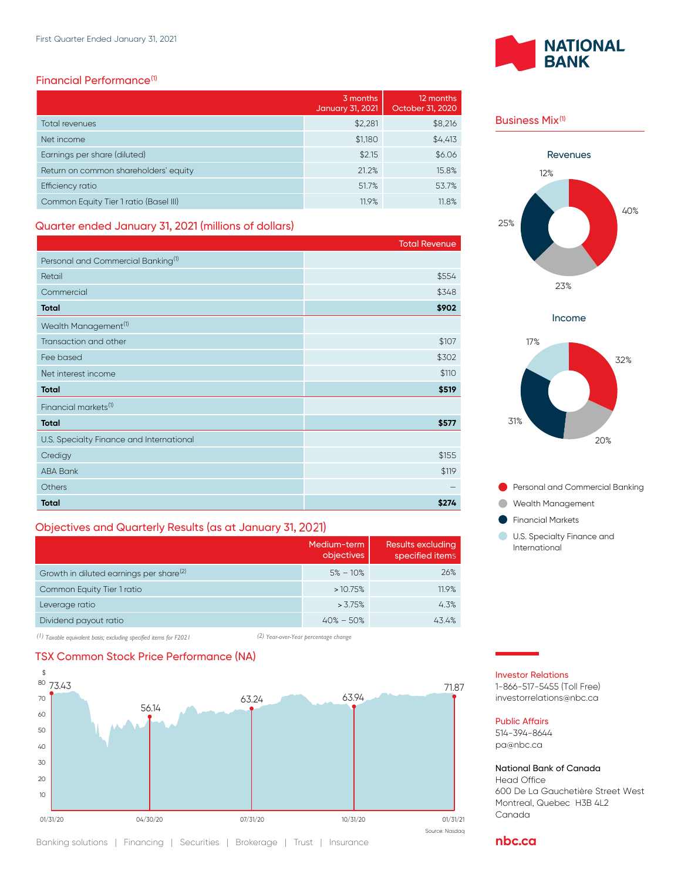First Quarter Ended January 31, 2021

NATIONAL BANK

## Financial Performance[1]

| | 3 months January 31, 2021 | 12 months October 31, 2020 |
|---|---|---|
| Total revenues | $2,281 | $8,216 |
| Net income | $1,180 | $4,413 |
| Earnings per share (diluted) | $2.15 | $6.06 |
| Return on common shareholders' equity | 21.2% | 15.8% |
| Efficiency ratio | 51.7% | 53.7% |
| Common Equity Tier 1 ratio (Basel III) | 11.9% | 11.8% |

## Quarter ended January 31, 2021 (millions of dollars)

| | Total Revenue |
|---|---|
| Personal and Commercial Banking[1] | |
| Retail | $554 |
| Commercial | $348 |
| **Total** | **$902** |
| Wealth Management[1] | |
| Transaction and other | $107 |
| Fee based | $302 |
| Net interest income | $110 |
| **Total** | **$519** |
| Financial markets[1] | |
| **Total** | **$577** |
| U.S. Specialty Finance and International | |
| Credigy | $155 |
| ABA Bank | $119 |
| Others | – |
| **Total** | **$274** |

## Objectives and Quarterly Results (as at January 31, 2021)

| | Medium-term objectives | Results excluding specified items |
|---|---|---|
| Growth in diluted earnings per share[2] | 5% – 10% | 26% |
| Common Equity Tier 1 ratio | > 10.75% | 11.9% |
| Leverage ratio | > 3.75% | 4.3% |
| Dividend payout ratio | 40% – 50% | 43.4% |

*(1) Taxable equivalent basis; excluding specified items for F2021*

*(2) Year-over-Year percentage change*

## TSX Common Stock Price Performance (NA)

$
80
70
60
50
40
30
20
10

73.43
56.14
63.24
63.94
71.87

01/31/20
04/30/20
07/31/20
10/31/20
01/31/21

Source: Nasdaq

## Business Mix[1]

Revenues

40%
23%
25%
12%

Income

32%
20%
31%
17%

Personal and Commercial Banking

Wealth Management

Financial Markets

U.S. Specialty Finance and International

Investor Relations
1-866-517-5455 (Toll Free)
investorrelations@nbc.ca

Public Affairs
514-394-8644
pa@nbc.ca

National Bank of Canada
Head Office
600 De La Gauchetière Street West
Montreal, Quebec H3B 4L2
Canada

nbc.ca

Banking solutions | Financing | Securities | Brokerage | Trust | Insurance